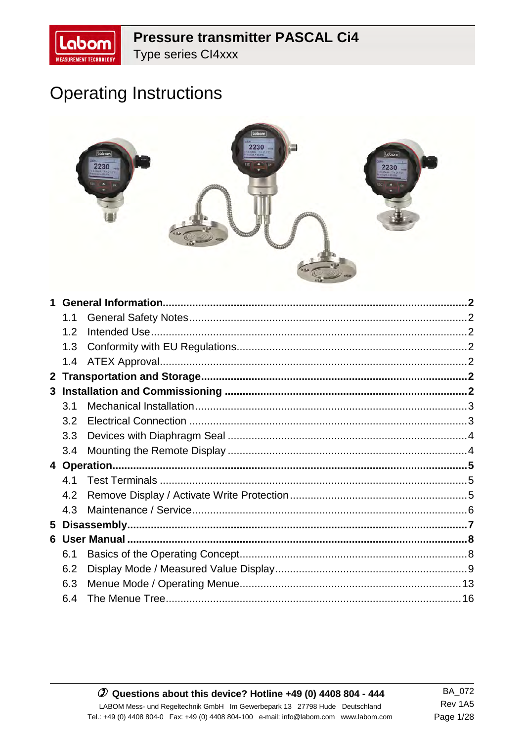# Pressure transmitter PASCAL Ci4

Type series CI4xxx

# Operating Instructions

**1 General Information** .......... **2**
- 1.1 General Safety Notes .......... 2
- 1.2 Intended Use .......... 2
- 1.3 Conformity with EU Regulations .......... 2
- 1.4 ATEX Approval .......... 2

**2 Transportation and Storage** .......... **2**

**3 Installation and Commissioning** .......... **2**
- 3.1 Mechanical Installation .......... 3
- 3.2 Electrical Connection .......... 3
- 3.3 Devices with Diaphragm Seal .......... 4
- 3.4 Mounting the Remote Display .......... 4

**4 Operation** .......... **5**
- 4.1 Test Terminals .......... 5
- 4.2 Remove Display / Activate Write Protection .......... 5
- 4.3 Maintenance / Service .......... 6

**5 Disassembly** .......... **7**

**6 User Manual** .......... **8**
- 6.1 Basics of the Operating Concept .......... 8
- 6.2 Display Mode / Measured Value Display .......... 9
- 6.3 Menue Mode / Operating Menue .......... 13
- 6.4 The Menue Tree .......... 16

**Questions about this device? Hotline +49 (0) 4408 804 - 444**

LABOM Mess- und Regeltechnik GmbH Im Gewerbepark 13 27798 Hude Deutschland
Tel.: +49 (0) 4408 804-0 Fax: +49 (0) 4408 804-100 e-mail: info@labom.com www.labom.com

BA_072
Rev 1A5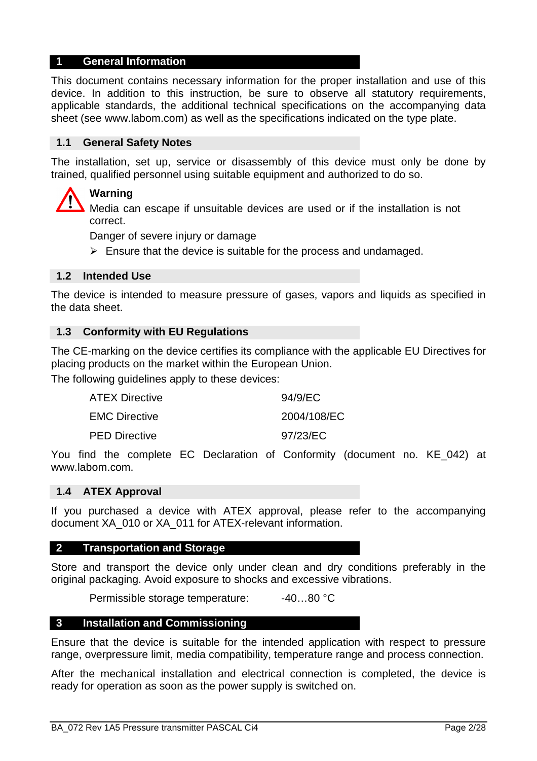# 1 General Information

This document contains necessary information for the proper installation and use of this device. In addition to this instruction, be sure to observe all statutory requirements, applicable standards, the additional technical specifications on the accompanying data sheet (see www.labom.com) as well as the specifications indicated on the type plate.

## 1.1 General Safety Notes

The installation, set up, service or disassembly of this device must only be done by trained, qualified personnel using suitable equipment and authorized to do so.

**Warning**

Media can escape if unsuitable devices are used or if the installation is not correct.

Danger of severe injury or damage

- Ensure that the device is suitable for the process and undamaged.

## 1.2 Intended Use

The device is intended to measure pressure of gases, vapors and liquids as specified in the data sheet.

## 1.3 Conformity with EU Regulations

The CE-marking on the device certifies its compliance with the applicable EU Directives for placing products on the market within the European Union.

The following guidelines apply to these devices:

| | |
|---|---|
| ATEX Directive | 94/9/EC |
| EMC Directive | 2004/108/EC |
| PED Directive | 97/23/EC |

You find the complete EC Declaration of Conformity (document no. KE_042) at www.labom.com.

## 1.4 ATEX Approval

If you purchased a device with ATEX approval, please refer to the accompanying document XA_010 or XA_011 for ATEX-relevant information.

# 2 Transportation and Storage

Store and transport the device only under clean and dry conditions preferably in the original packaging. Avoid exposure to shocks and excessive vibrations.

Permissible storage temperature: -40…80 °C

# 3 Installation and Commissioning

Ensure that the device is suitable for the intended application with respect to pressure range, overpressure limit, media compatibility, temperature range and process connection.

After the mechanical installation and electrical connection is completed, the device is ready for operation as soon as the power supply is switched on.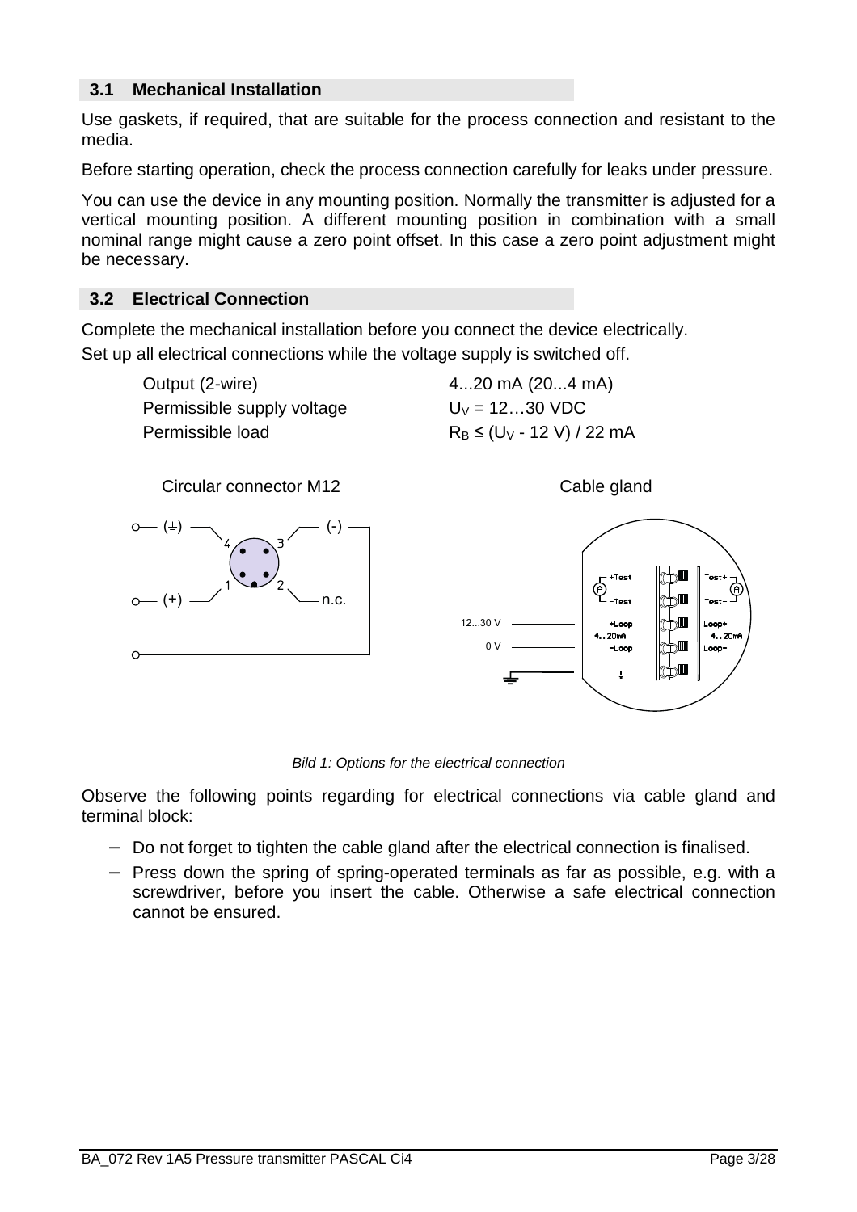## 3.1 Mechanical Installation

Use gaskets, if required, that are suitable for the process connection and resistant to the media.

Before starting operation, check the process connection carefully for leaks under pressure.

You can use the device in any mounting position. Normally the transmitter is adjusted for a vertical mounting position. A different mounting position in combination with a small nominal range might cause a zero point offset. In this case a zero point adjustment might be necessary.

## 3.2 Electrical Connection

Complete the mechanical installation before you connect the device electrically.

Set up all electrical connections while the voltage supply is switched off.

| | |
|---|---|
| Output (2-wire) | 4...20 mA (20...4 mA) |
| Permissible supply voltage | $U_V$ = 12…30 VDC |
| Permissible load | $R_B \leq (U_V - 12\ V) / 22\ mA$ |

Circular connector M12 — Cable gland

*Bild 1: Options for the electrical connection*

Observe the following points regarding for electrical connections via cable gland and terminal block:

- Do not forget to tighten the cable gland after the electrical connection is finalised.
- Press down the spring of spring-operated terminals as far as possible, e.g. with a screwdriver, before you insert the cable. Otherwise a safe electrical connection cannot be ensured.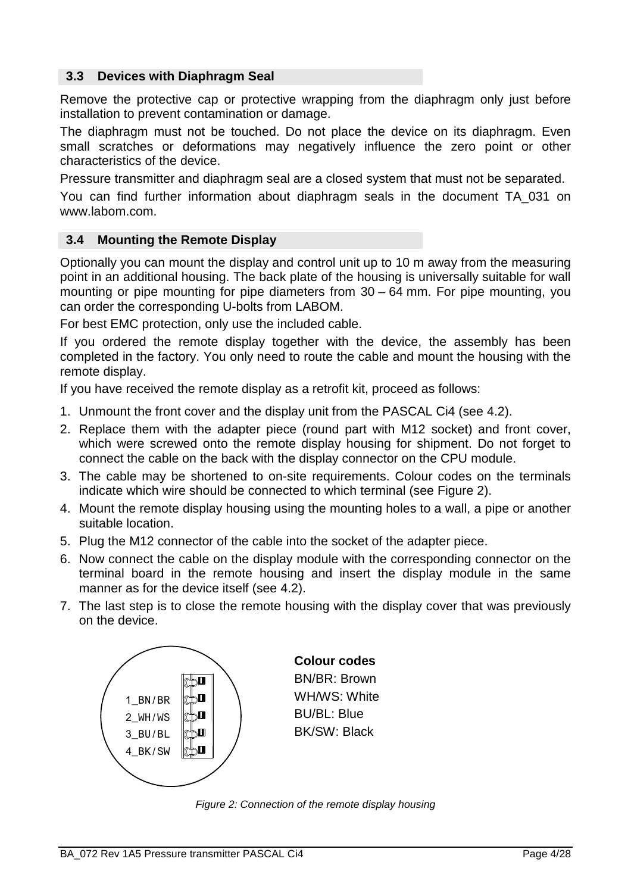### 3.3 Devices with Diaphragm Seal

Remove the protective cap or protective wrapping from the diaphragm only just before installation to prevent contamination or damage.

The diaphragm must not be touched. Do not place the device on its diaphragm. Even small scratches or deformations may negatively influence the zero point or other characteristics of the device.

Pressure transmitter and diaphragm seal are a closed system that must not be separated.

You can find further information about diaphragm seals in the document TA_031 on www.labom.com.

### 3.4 Mounting the Remote Display

Optionally you can mount the display and control unit up to 10 m away from the measuring point in an additional housing. The back plate of the housing is universally suitable for wall mounting or pipe mounting for pipe diameters from 30 – 64 mm. For pipe mounting, you can order the corresponding U-bolts from LABOM.

For best EMC protection, only use the included cable.

If you ordered the remote display together with the device, the assembly has been completed in the factory. You only need to route the cable and mount the housing with the remote display.

If you have received the remote display as a retrofit kit, proceed as follows:

1. Unmount the front cover and the display unit from the PASCAL Ci4 (see 4.2).
2. Replace them with the adapter piece (round part with M12 socket) and front cover, which were screwed onto the remote display housing for shipment. Do not forget to connect the cable on the back with the display connector on the CPU module.
3. The cable may be shortened to on-site requirements. Colour codes on the terminals indicate which wire should be connected to which terminal (see Figure 2).
4. Mount the remote display housing using the mounting holes to a wall, a pipe or another suitable location.
5. Plug the M12 connector of the cable into the socket of the adapter piece.
6. Now connect the cable on the display module with the corresponding connector on the terminal board in the remote housing and insert the display module in the same manner as for the device itself (see 4.2).
7. The last step is to close the remote housing with the display cover that was previously on the device.

1_BN/BR
2_WH/WS
3_BU/BL
4_BK/SW

**Colour codes**
BN/BR: Brown
WH/WS: White
BU/BL: Blue
BK/SW: Black

*Figure 2: Connection of the remote display housing*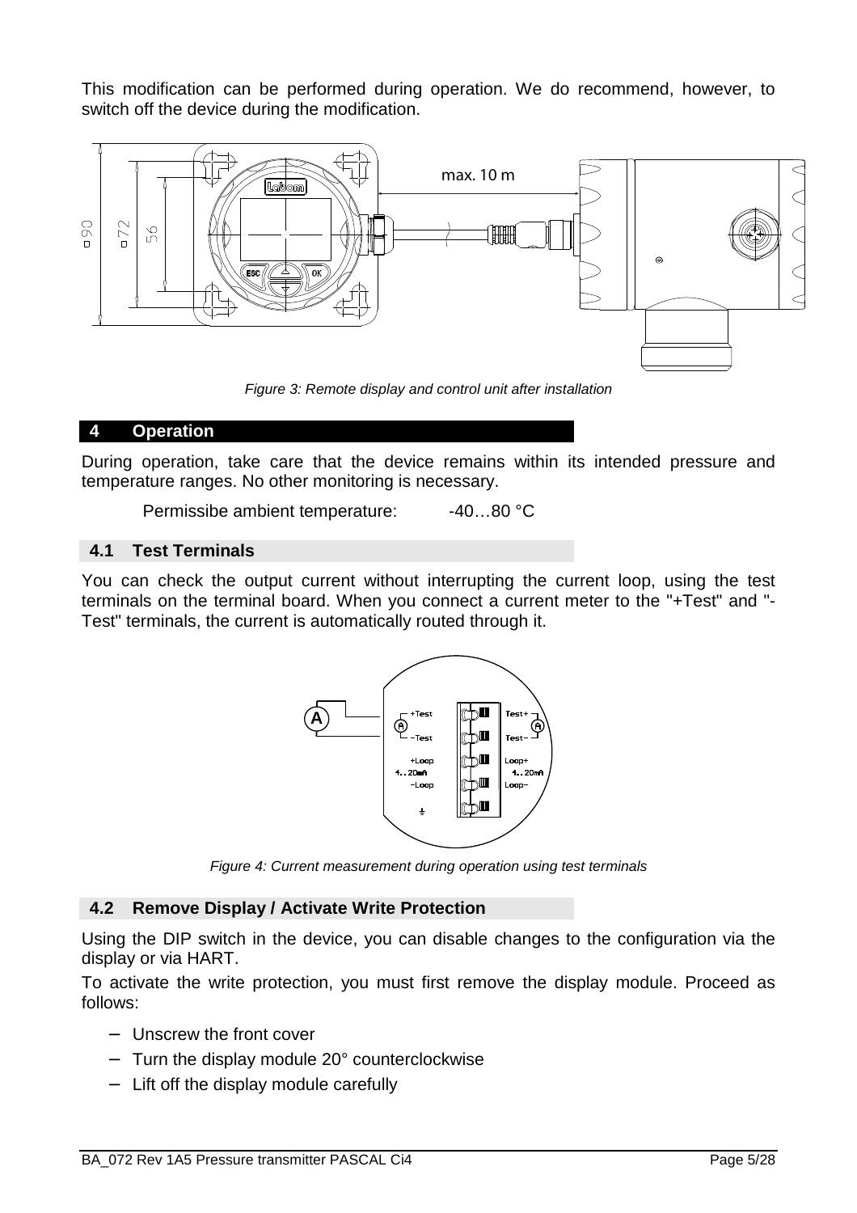This modification can be performed during operation. We do recommend, however, to switch off the device during the modification.

*Figure 3: Remote display and control unit after installation*

## 4 Operation

During operation, take care that the device remains within its intended pressure and temperature ranges. No other monitoring is necessary.

Permissibe ambient temperature: -40…80 °C

### 4.1 Test Terminals

You can check the output current without interrupting the current loop, using the test terminals on the terminal board. When you connect a current meter to the "+Test" and "-Test" terminals, the current is automatically routed through it.

*Figure 4: Current measurement during operation using test terminals*

### 4.2 Remove Display / Activate Write Protection

Using the DIP switch in the device, you can disable changes to the configuration via the display or via HART.

To activate the write protection, you must first remove the display module. Proceed as follows:

- Unscrew the front cover
- Turn the display module 20° counterclockwise
- Lift off the display module carefully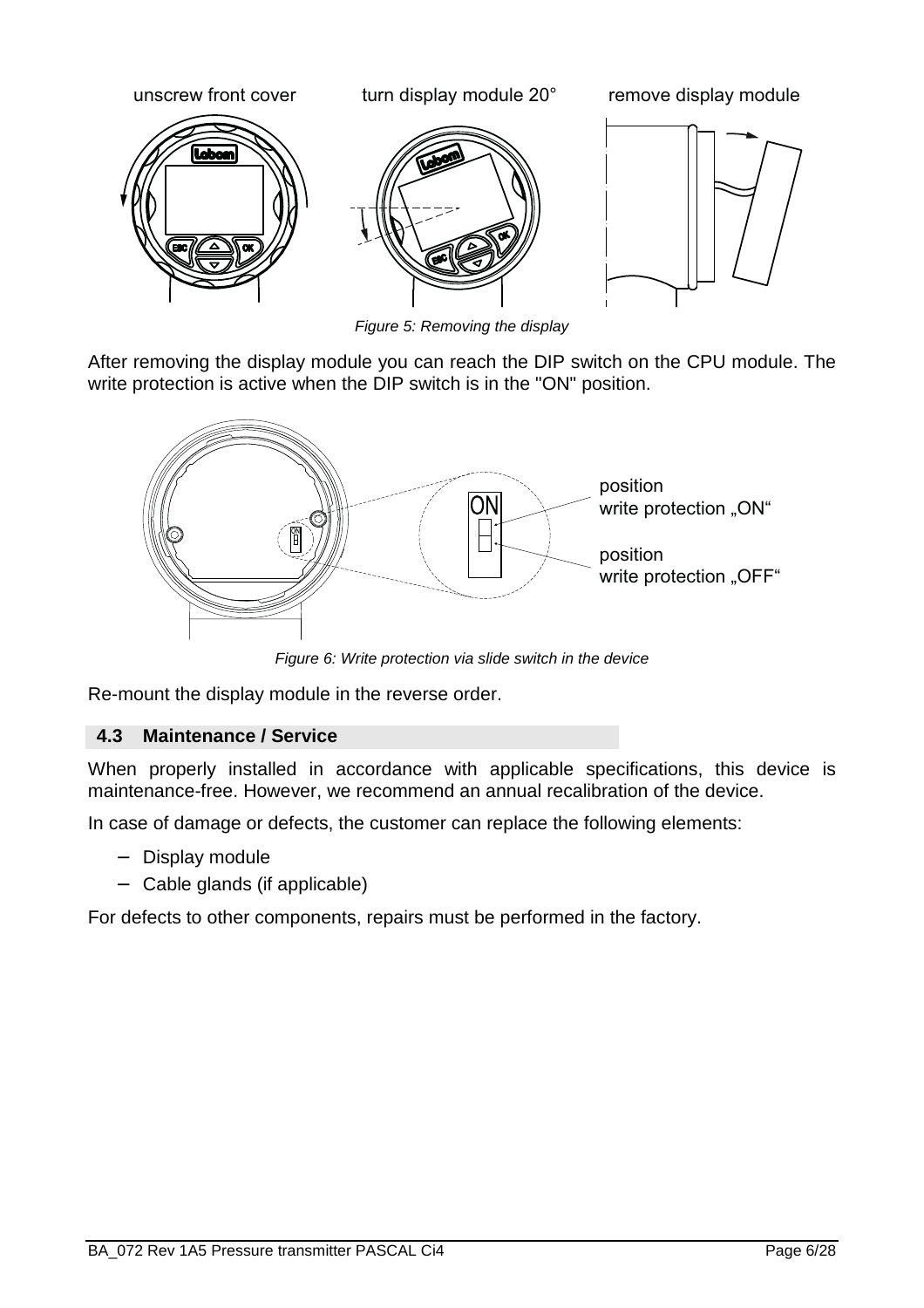unscrew front cover turn display module 20° remove display module

*Figure 5: Removing the display*

After removing the display module you can reach the DIP switch on the CPU module. The write protection is active when the DIP switch is in the "ON" position.

position
write protection „ON“

position
write protection „OFF“

*Figure 6: Write protection via slide switch in the device*

Re-mount the display module in the reverse order.

## 4.3 Maintenance / Service

When properly installed in accordance with applicable specifications, this device is maintenance-free. However, we recommend an annual recalibration of the device.

In case of damage or defects, the customer can replace the following elements:

- Display module
- Cable glands (if applicable)

For defects to other components, repairs must be performed in the factory.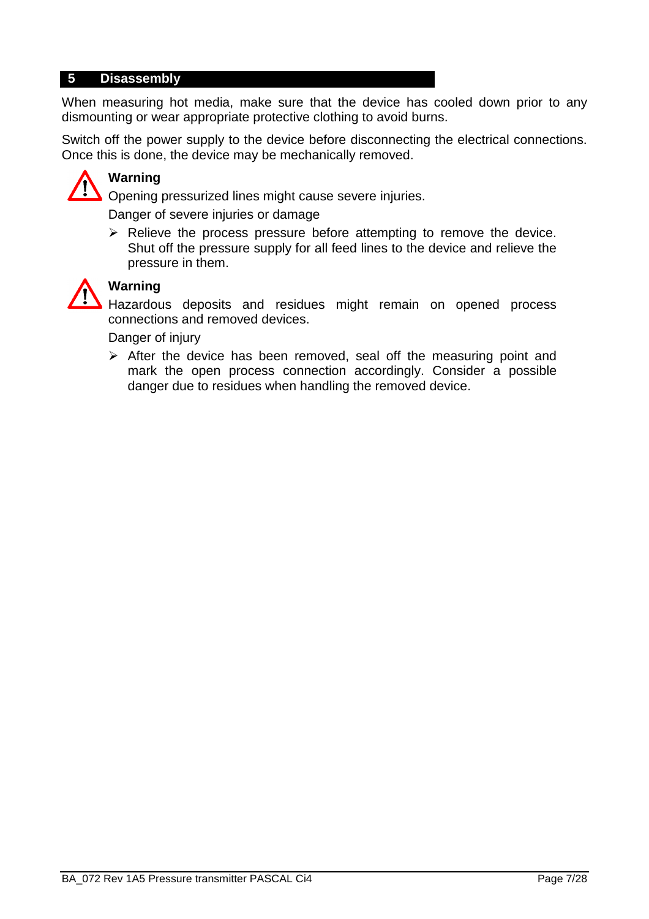# 5 Disassembly

When measuring hot media, make sure that the device has cooled down prior to any dismounting or wear appropriate protective clothing to avoid burns.

Switch off the power supply to the device before disconnecting the electrical connections. Once this is done, the device may be mechanically removed.

**Warning**

Opening pressurized lines might cause severe injuries.

Danger of severe injuries or damage

- Relieve the process pressure before attempting to remove the device. Shut off the pressure supply for all feed lines to the device and relieve the pressure in them.

**Warning**

Hazardous deposits and residues might remain on opened process connections and removed devices.

Danger of injury

- After the device has been removed, seal off the measuring point and mark the open process connection accordingly. Consider a possible danger due to residues when handling the removed device.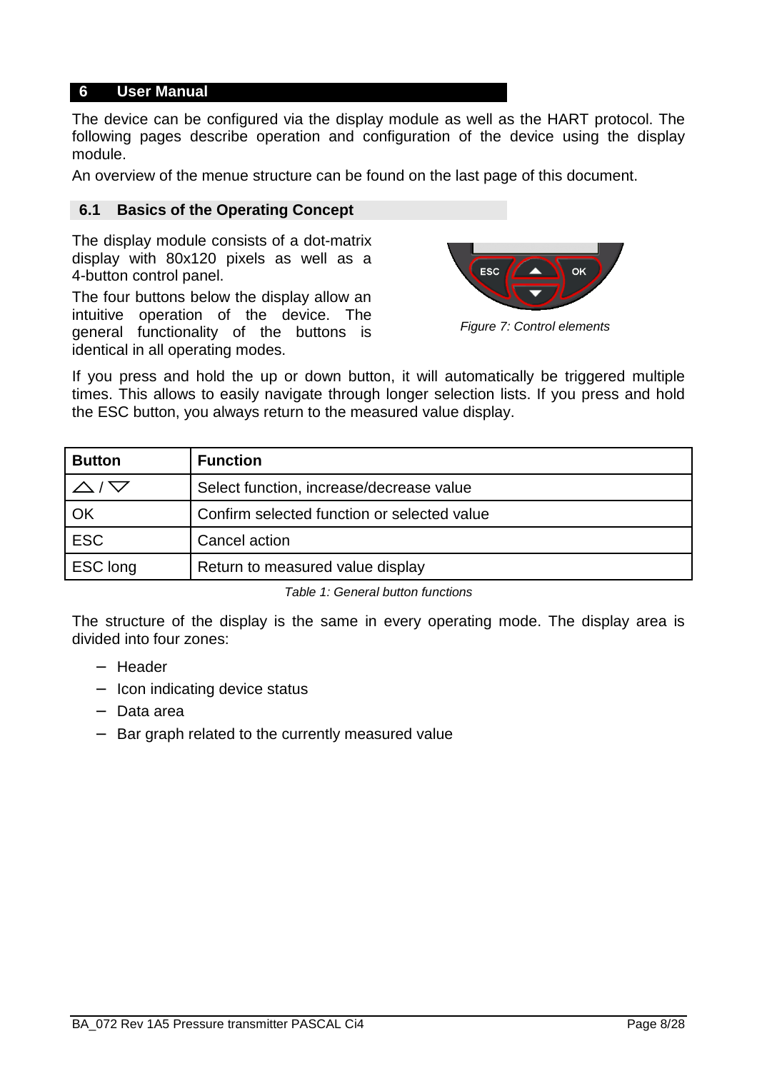# 6 User Manual

The device can be configured via the display module as well as the HART protocol. The following pages describe operation and configuration of the device using the display module.

An overview of the menue structure can be found on the last page of this document.

## 6.1 Basics of the Operating Concept

The display module consists of a dot-matrix display with 80x120 pixels as well as a 4-button control panel.

The four buttons below the display allow an intuitive operation of the device. The general functionality of the buttons is identical in all operating modes.

*Figure 7: Control elements*

If you press and hold the up or down button, it will automatically be triggered multiple times. This allows to easily navigate through longer selection lists. If you press and hold the ESC button, you always return to the measured value display.

| Button | Function |
|---|---|
| △ / ▽ | Select function, increase/decrease value |
| OK | Confirm selected function or selected value |
| ESC | Cancel action |
| ESC long | Return to measured value display |

*Table 1: General button functions*

The structure of the display is the same in every operating mode. The display area is divided into four zones:

- Header
- Icon indicating device status
- Data area
- Bar graph related to the currently measured value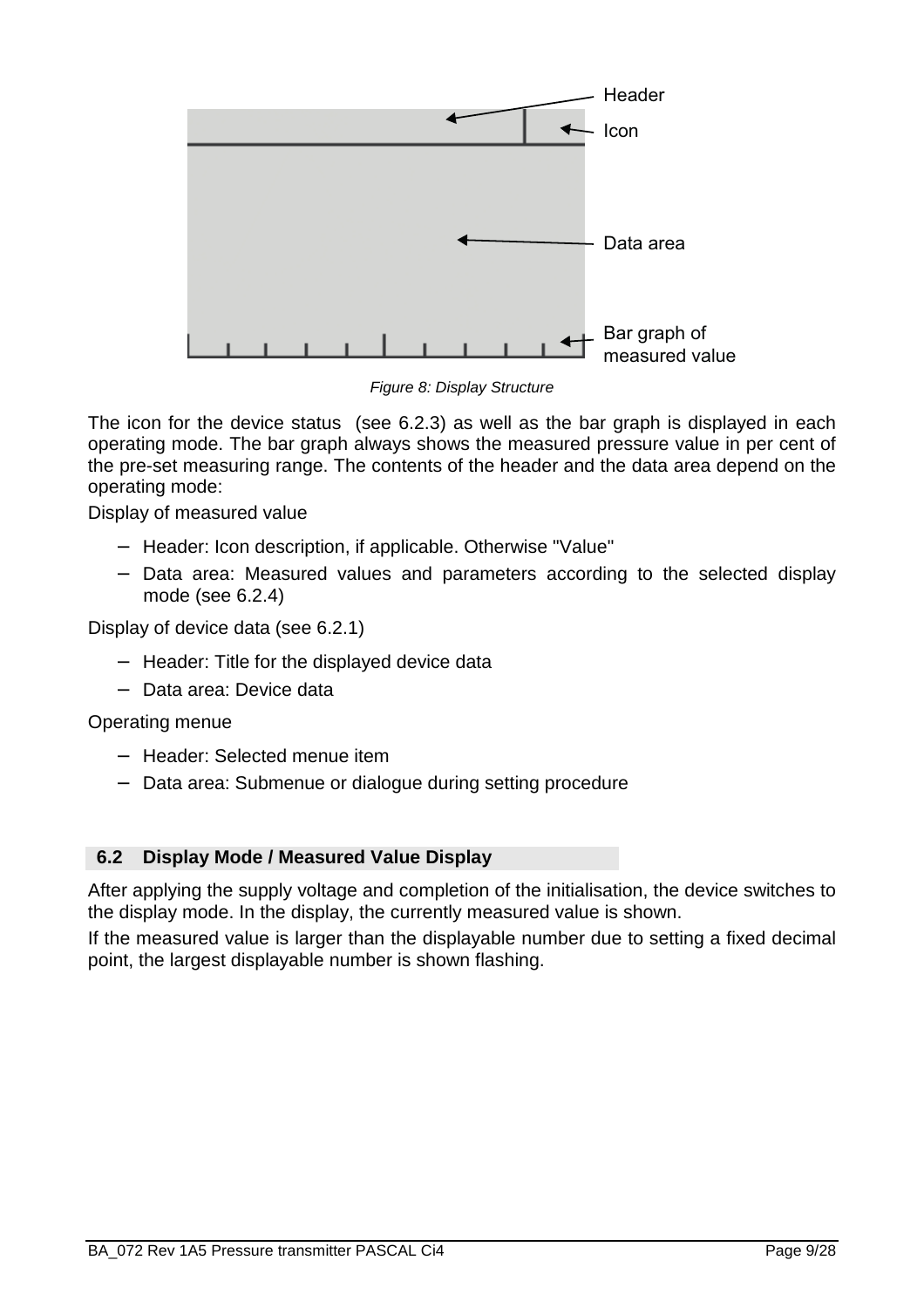Header

Icon

Data area

Bar graph of measured value

*Figure 8: Display Structure*

The icon for the device status (see 6.2.3) as well as the bar graph is displayed in each operating mode. The bar graph always shows the measured pressure value in per cent of the pre-set measuring range. The contents of the header and the data area depend on the operating mode:

Display of measured value

- Header: Icon description, if applicable. Otherwise "Value"
- Data area: Measured values and parameters according to the selected display mode (see 6.2.4)

Display of device data (see 6.2.1)

- Header: Title for the displayed device data
- Data area: Device data

Operating menue

- Header: Selected menue item
- Data area: Submenue or dialogue during setting procedure

## 6.2 Display Mode / Measured Value Display

After applying the supply voltage and completion of the initialisation, the device switches to the display mode. In the display, the currently measured value is shown.

If the measured value is larger than the displayable number due to setting a fixed decimal point, the largest displayable number is shown flashing.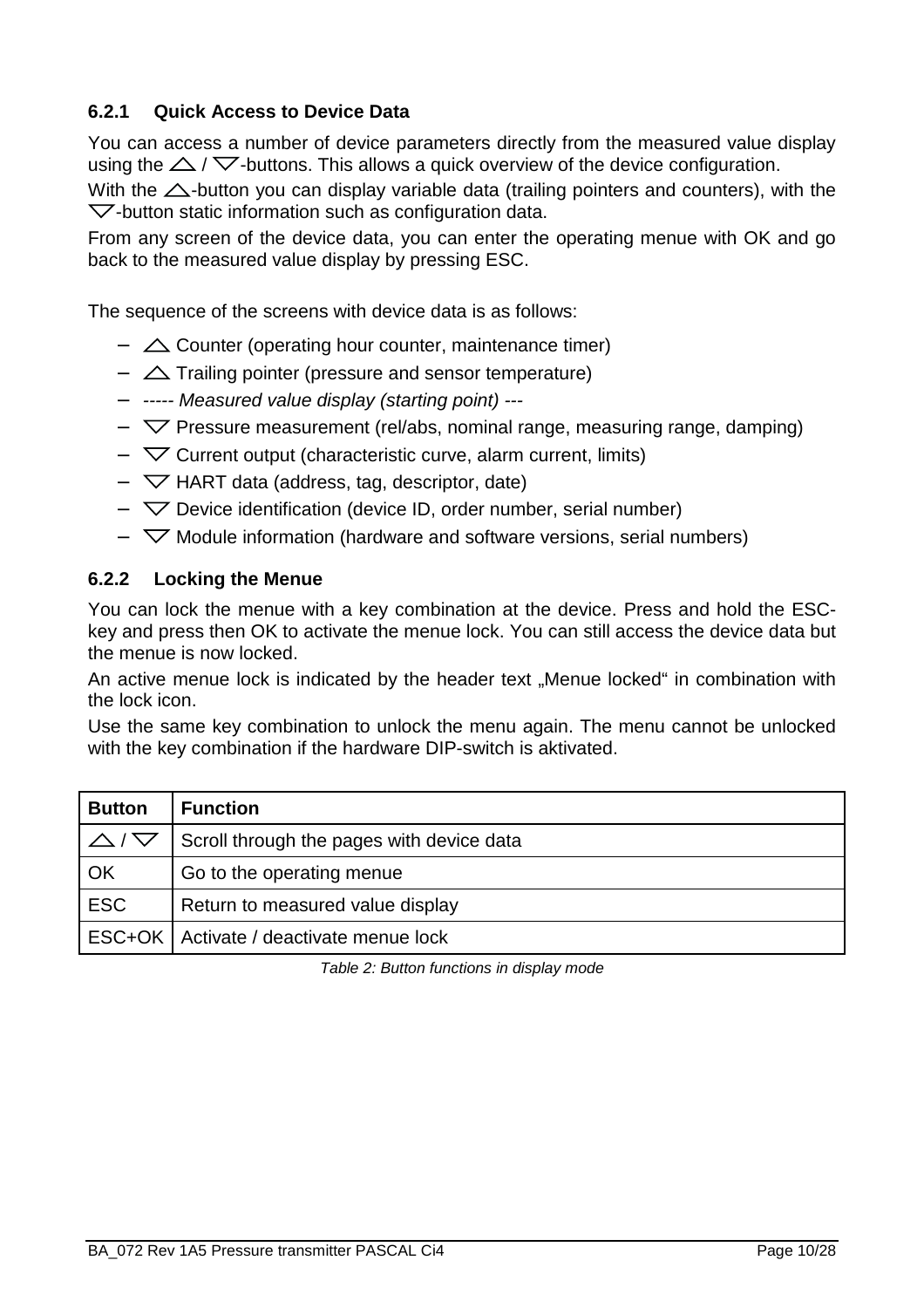### 6.2.1 Quick Access to Device Data

You can access a number of device parameters directly from the measured value display using the △ / ▽-buttons. This allows a quick overview of the device configuration.

With the △-button you can display variable data (trailing pointers and counters), with the ▽-button static information such as configuration data.

From any screen of the device data, you can enter the operating menue with OK and go back to the measured value display by pressing ESC.

The sequence of the screens with device data is as follows:

- △ Counter (operating hour counter, maintenance timer)
- △ Trailing pointer (pressure and sensor temperature)
- *----- Measured value display (starting point) ---*
- ▽ Pressure measurement (rel/abs, nominal range, measuring range, damping)
- ▽ Current output (characteristic curve, alarm current, limits)
- ▽ HART data (address, tag, descriptor, date)
- ▽ Device identification (device ID, order number, serial number)
- ▽ Module information (hardware and software versions, serial numbers)

### 6.2.2 Locking the Menue

You can lock the menue with a key combination at the device. Press and hold the ESC-key and press then OK to activate the menue lock. You can still access the device data but the menue is now locked.

An active menue lock is indicated by the header text „Menue locked“ in combination with the lock icon.

Use the same key combination to unlock the menu again. The menu cannot be unlocked with the key combination if the hardware DIP-switch is aktivated.

| Button | Function |
|---|---|
| △ / ▽ | Scroll through the pages with device data |
| OK | Go to the operating menue |
| ESC | Return to measured value display |
| ESC+OK | Activate / deactivate menue lock |

*Table 2: Button functions in display mode*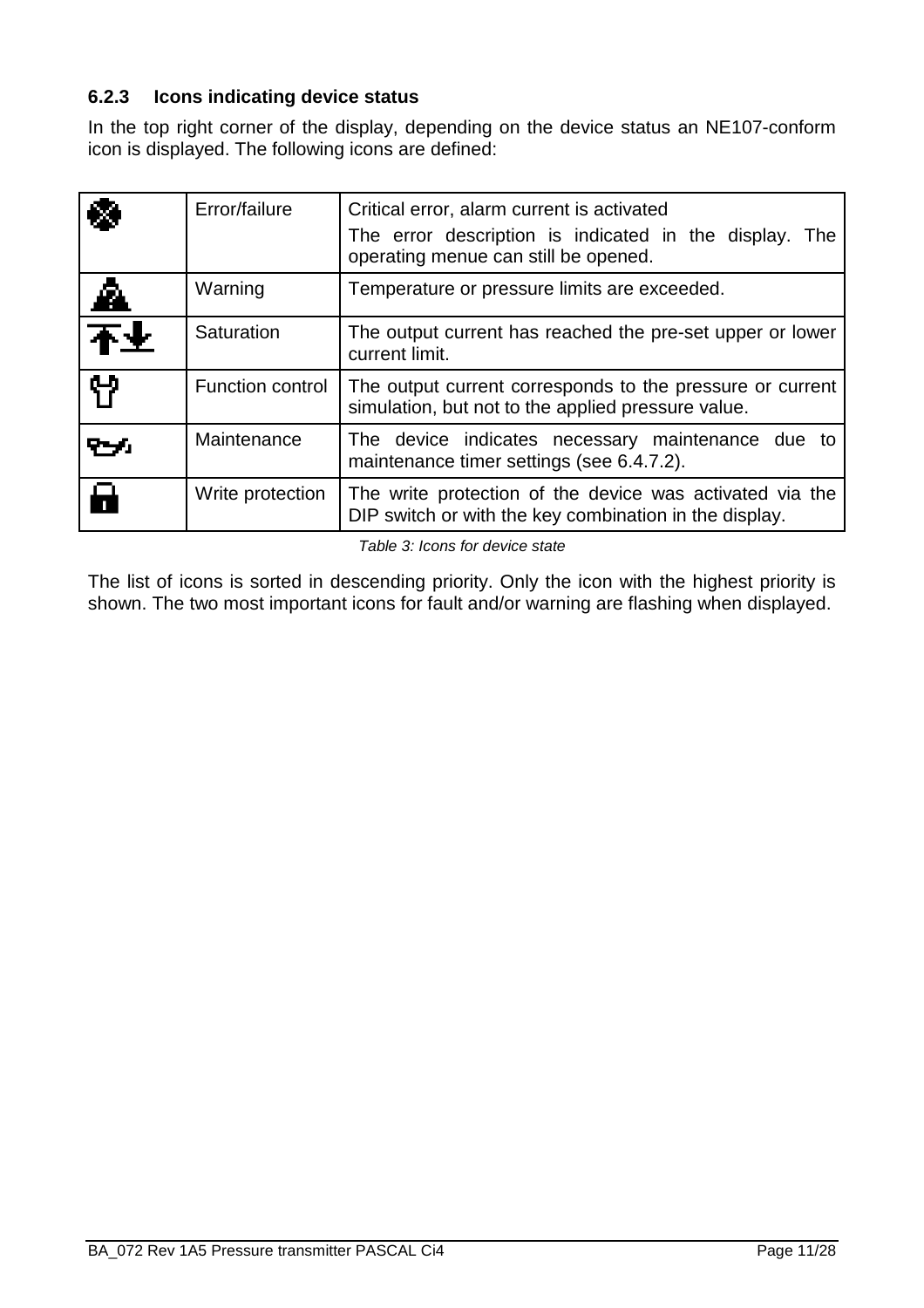### 6.2.3 Icons indicating device status

In the top right corner of the display, depending on the device status an NE107-conform icon is displayed. The following icons are defined:

| | | |
|---|---|---|
| | Error/failure | Critical error, alarm current is activated<br>The error description is indicated in the display. The operating menue can still be opened. |
| | Warning | Temperature or pressure limits are exceeded. |
| | Saturation | The output current has reached the pre-set upper or lower current limit. |
| | Function control | The output current corresponds to the pressure or current simulation, but not to the applied pressure value. |
| | Maintenance | The device indicates necessary maintenance due to maintenance timer settings (see 6.4.7.2). |
| | Write protection | The write protection of the device was activated via the DIP switch or with the key combination in the display. |

*Table 3: Icons for device state*

The list of icons is sorted in descending priority. Only the icon with the highest priority is shown. The two most important icons for fault and/or warning are flashing when displayed.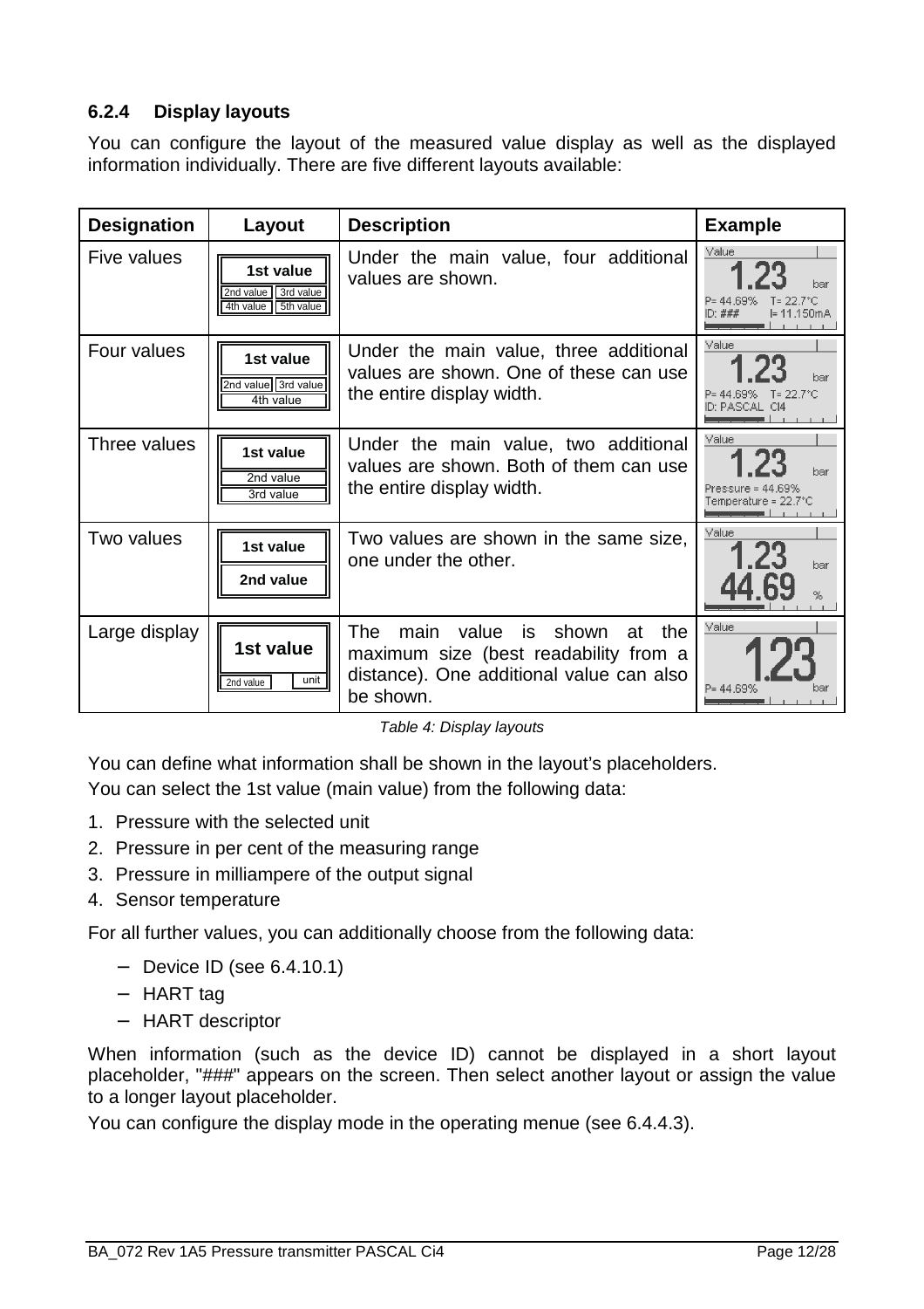### 6.2.4 Display layouts

You can configure the layout of the measured value display as well as the displayed information individually. There are five different layouts available:

| Designation | Layout | Description | Example |
|---|---|---|---|
| Five values | 1st value / 2nd value, 3rd value / 4th value, 5th value | Under the main value, four additional values are shown. | Value 1.23 bar P= 44.69% T= 22.7°C ID: ### I= 11.150mA |
| Four values | 1st value / 2nd value, 3rd value / 4th value | Under the main value, three additional values are shown. One of these can use the entire display width. | Value 1.23 bar P= 44.69% T= 22.7°C ID: PASCAL Ci4 |
| Three values | 1st value / 2nd value / 3rd value | Under the main value, two additional values are shown. Both of them can use the entire display width. | Value 1.23 bar Pressure = 44.69% Temperature = 22.7°C |
| Two values | 1st value / 2nd value | Two values are shown in the same size, one under the other. | Value 1.23 bar 44.69 % |
| Large display | 1st value / 2nd value, unit | The main value is shown at the maximum size (best readability from a distance). One additional value can also be shown. | Value 1.23 P= 44.69% bar |

*Table 4: Display layouts*

You can define what information shall be shown in the layout's placeholders.
You can select the 1st value (main value) from the following data:

1. Pressure with the selected unit
2. Pressure in per cent of the measuring range
3. Pressure in milliampere of the output signal
4. Sensor temperature

For all further values, you can additionally choose from the following data:

- Device ID (see 6.4.10.1)
- HART tag
- HART descriptor

When information (such as the device ID) cannot be displayed in a short layout placeholder, "###" appears on the screen. Then select another layout or assign the value to a longer layout placeholder.

You can configure the display mode in the operating menue (see 6.4.4.3).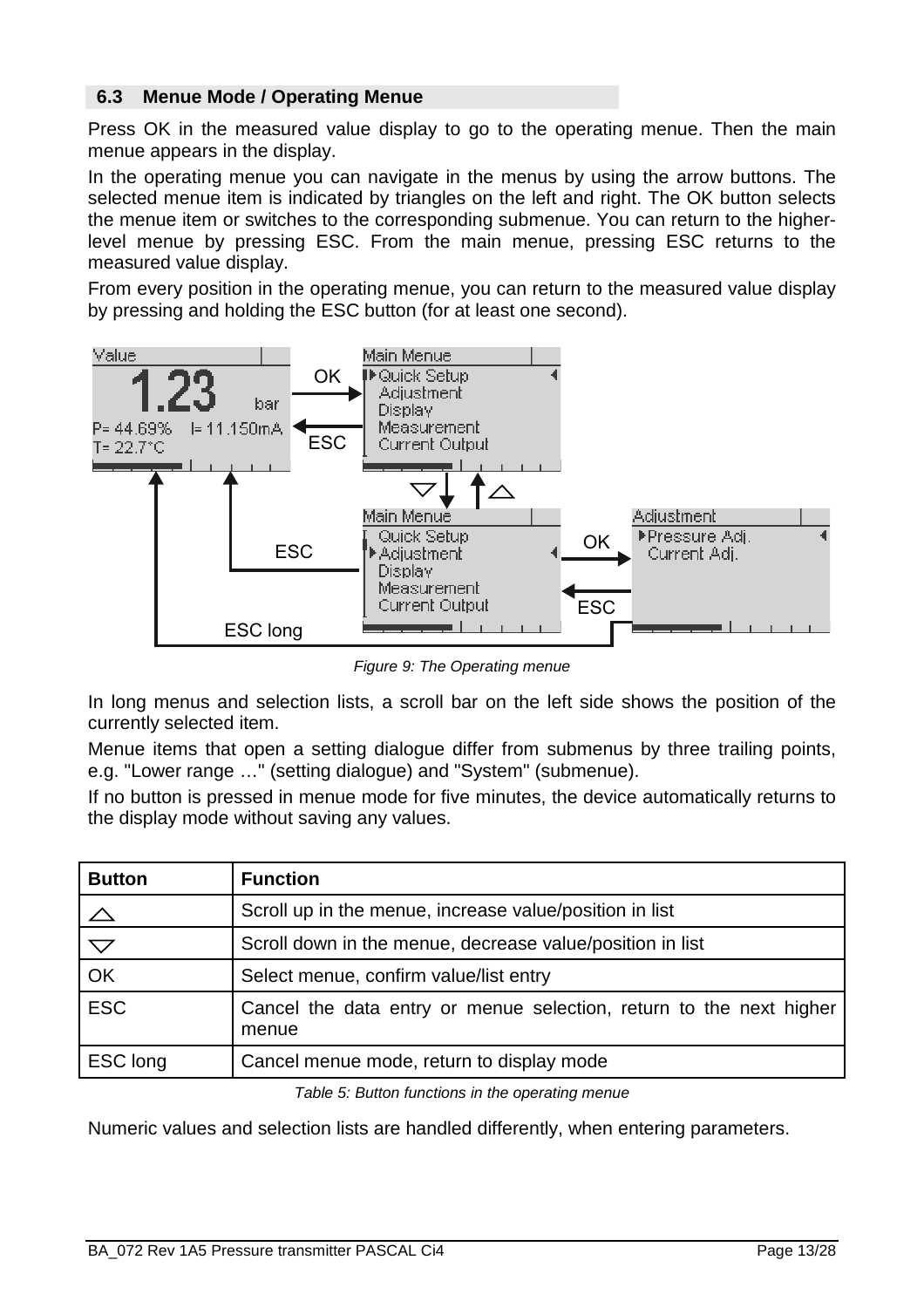## 6.3 Menue Mode / Operating Menue

Press OK in the measured value display to go to the operating menue. Then the main menue appears in the display.

In the operating menue you can navigate in the menus by using the arrow buttons. The selected menue item is indicated by triangles on the left and right. The OK button selects the menue item or switches to the corresponding submenue. You can return to the higher-level menue by pressing ESC. From the main menue, pressing ESC returns to the measured value display.

From every position in the operating menue, you can return to the measured value display by pressing and holding the ESC button (for at least one second).

*Figure 9: The Operating menue*

In long menus and selection lists, a scroll bar on the left side shows the position of the currently selected item.

Menue items that open a setting dialogue differ from submenus by three trailing points, e.g. "Lower range …" (setting dialogue) and "System" (submenue).

If no button is pressed in menue mode for five minutes, the device automatically returns to the display mode without saving any values.

| Button | Function |
|---|---|
| △ | Scroll up in the menue, increase value/position in list |
| ▽ | Scroll down in the menue, decrease value/position in list |
| OK | Select menue, confirm value/list entry |
| ESC | Cancel the data entry or menue selection, return to the next higher menue |
| ESC long | Cancel menue mode, return to display mode |

*Table 5: Button functions in the operating menue*

Numeric values and selection lists are handled differently, when entering parameters.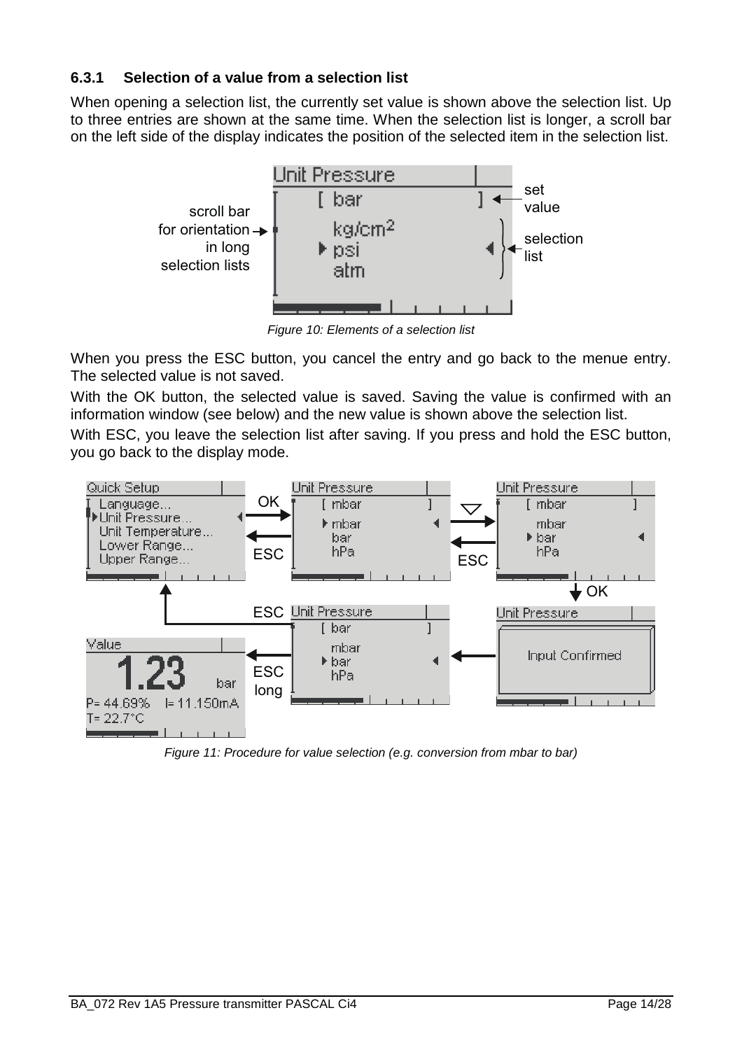### 6.3.1 Selection of a value from a selection list

When opening a selection list, the currently set value is shown above the selection list. Up to three entries are shown at the same time. When the selection list is longer, a scroll bar on the left side of the display indicates the position of the selected item in the selection list.

*Figure 10: Elements of a selection list*

When you press the ESC button, you cancel the entry and go back to the menue entry. The selected value is not saved.

With the OK button, the selected value is saved. Saving the value is confirmed with an information window (see below) and the new value is shown above the selection list.

With ESC, you leave the selection list after saving. If you press and hold the ESC button, you go back to the display mode.

*Figure 11: Procedure for value selection (e.g. conversion from mbar to bar)*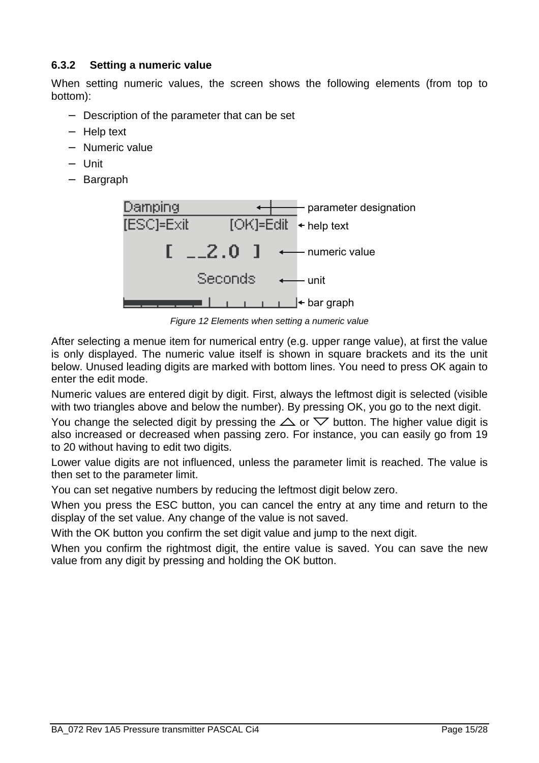### 6.3.2 Setting a numeric value

When setting numeric values, the screen shows the following elements (from top to bottom):

- Description of the parameter that can be set
- Help text
- Numeric value
- Unit
- Bargraph

*Figure 12 Elements when setting a numeric value*

After selecting a menue item for numerical entry (e.g. upper range value), at first the value is only displayed. The numeric value itself is shown in square brackets and its the unit below. Unused leading digits are marked with bottom lines. You need to press OK again to enter the edit mode.

Numeric values are entered digit by digit. First, always the leftmost digit is selected (visible with two triangles above and below the number). By pressing OK, you go to the next digit.

You change the selected digit by pressing the △ or ▽ button. The higher value digit is also increased or decreased when passing zero. For instance, you can easily go from 19 to 20 without having to edit two digits.

Lower value digits are not influenced, unless the parameter limit is reached. The value is then set to the parameter limit.

You can set negative numbers by reducing the leftmost digit below zero.

When you press the ESC button, you can cancel the entry at any time and return to the display of the set value. Any change of the value is not saved.

With the OK button you confirm the set digit value and jump to the next digit.

When you confirm the rightmost digit, the entire value is saved. You can save the new value from any digit by pressing and holding the OK button.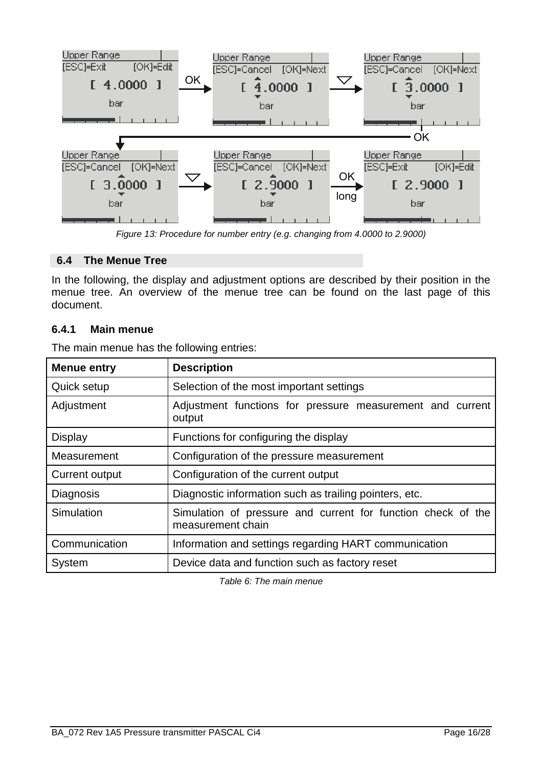*Figure 13: Procedure for number entry (e.g. changing from 4.0000 to 2.9000)*

## 6.4 The Menue Tree

In the following, the display and adjustment options are described by their position in the menue tree. An overview of the menue tree can be found on the last page of this document.

### 6.4.1 Main menue

The main menue has the following entries:

| Menue entry | Description |
|---|---|
| Quick setup | Selection of the most important settings |
| Adjustment | Adjustment functions for pressure measurement and current output |
| Display | Functions for configuring the display |
| Measurement | Configuration of the pressure measurement |
| Current output | Configuration of the current output |
| Diagnosis | Diagnostic information such as trailing pointers, etc. |
| Simulation | Simulation of pressure and current for function check of the measurement chain |
| Communication | Information and settings regarding HART communication |
| System | Device data and function such as factory reset |

*Table 6: The main menue*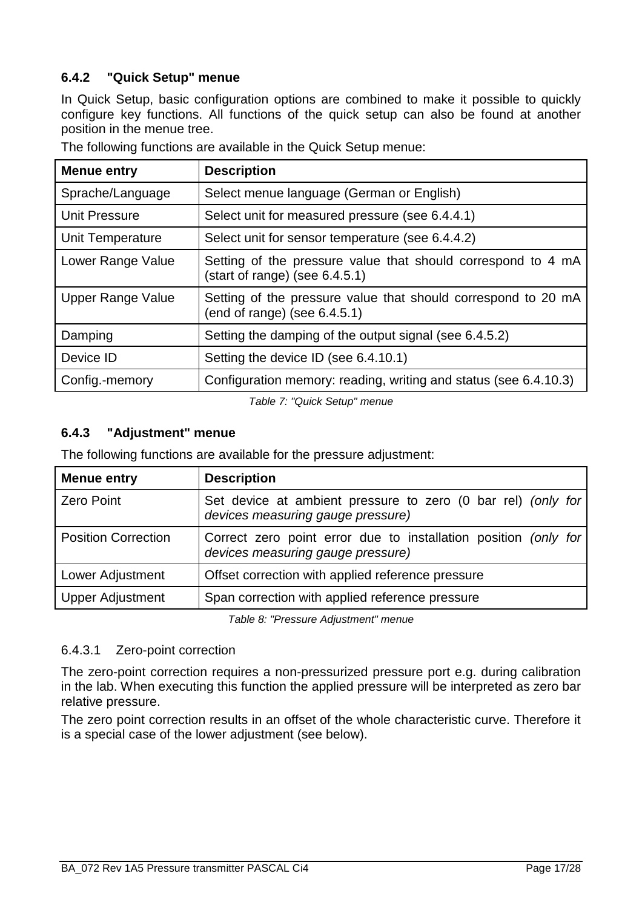### 6.4.2 "Quick Setup" menue

In Quick Setup, basic configuration options are combined to make it possible to quickly configure key functions. All functions of the quick setup can also be found at another position in the menue tree.

The following functions are available in the Quick Setup menue:

| Menue entry | Description |
|---|---|
| Sprache/Language | Select menue language (German or English) |
| Unit Pressure | Select unit for measured pressure (see 6.4.4.1) |
| Unit Temperature | Select unit for sensor temperature (see 6.4.4.2) |
| Lower Range Value | Setting of the pressure value that should correspond to 4 mA (start of range) (see 6.4.5.1) |
| Upper Range Value | Setting of the pressure value that should correspond to 20 mA (end of range) (see 6.4.5.1) |
| Damping | Setting the damping of the output signal (see 6.4.5.2) |
| Device ID | Setting the device ID (see 6.4.10.1) |
| Config.-memory | Configuration memory: reading, writing and status (see 6.4.10.3) |

*Table 7: "Quick Setup" menue*

### 6.4.3 "Adjustment" menue

The following functions are available for the pressure adjustment:

| Menue entry | Description |
|---|---|
| Zero Point | Set device at ambient pressure to zero (0 bar rel) *(only for devices measuring gauge pressure)* |
| Position Correction | Correct zero point error due to installation position *(only for devices measuring gauge pressure)* |
| Lower Adjustment | Offset correction with applied reference pressure |
| Upper Adjustment | Span correction with applied reference pressure |

*Table 8: "Pressure Adjustment" menue*

#### 6.4.3.1 Zero-point correction

The zero-point correction requires a non-pressurized pressure port e.g. during calibration in the lab. When executing this function the applied pressure will be interpreted as zero bar relative pressure.

The zero point correction results in an offset of the whole characteristic curve. Therefore it is a special case of the lower adjustment (see below).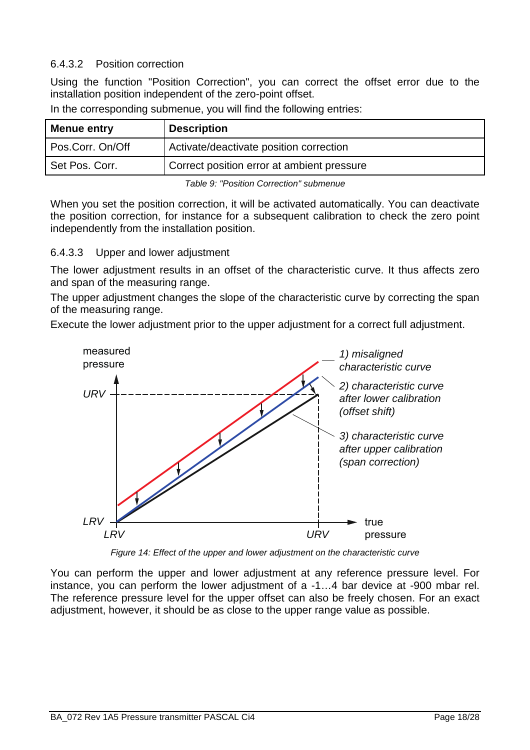### 6.4.3.2 Position correction

Using the function "Position Correction", you can correct the offset error due to the installation position independent of the zero-point offset.

In the corresponding submenue, you will find the following entries:

| Menue entry | Description |
|---|---|
| Pos.Corr. On/Off | Activate/deactivate position correction |
| Set Pos. Corr. | Correct position error at ambient pressure |

*Table 9: "Position Correction" submenue*

When you set the position correction, it will be activated automatically. You can deactivate the position correction, for instance for a subsequent calibration to check the zero point independently from the installation position.

### 6.4.3.3 Upper and lower adjustment

The lower adjustment results in an offset of the characteristic curve. It thus affects zero and span of the measuring range.

The upper adjustment changes the slope of the characteristic curve by correcting the span of the measuring range.

Execute the lower adjustment prior to the upper adjustment for a correct full adjustment.

*Figure 14: Effect of the upper and lower adjustment on the characteristic curve*

You can perform the upper and lower adjustment at any reference pressure level. For instance, you can perform the lower adjustment of a -1…4 bar device at -900 mbar rel. The reference pressure level for the upper offset can also be freely chosen. For an exact adjustment, however, it should be as close to the upper range value as possible.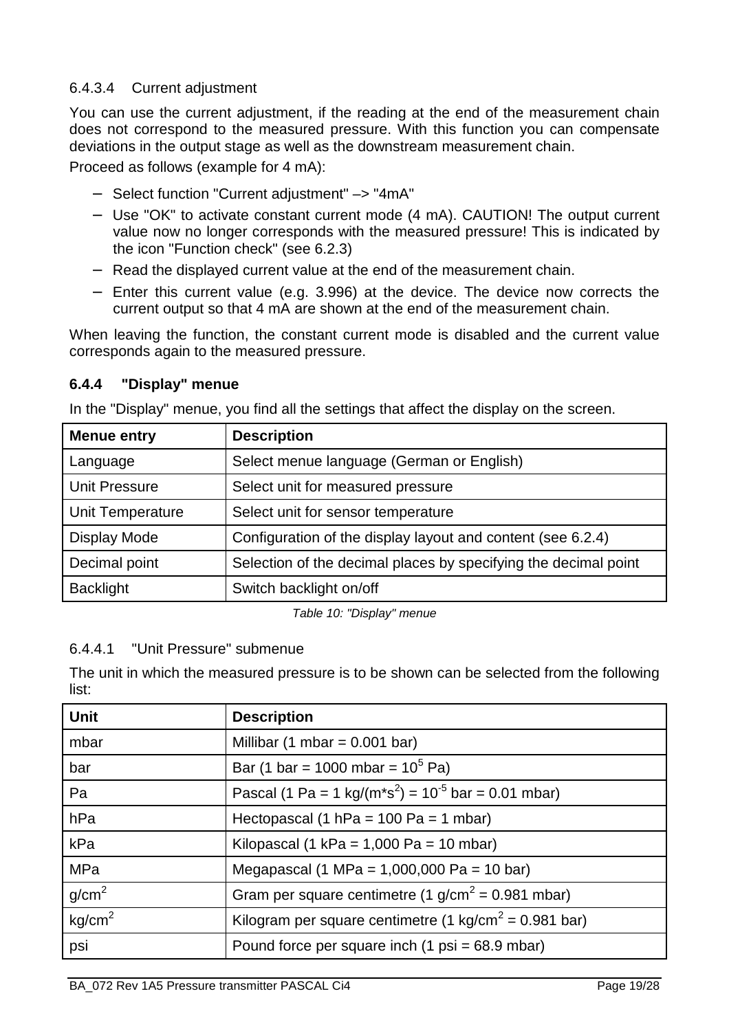#### 6.4.3.4 Current adjustment

You can use the current adjustment, if the reading at the end of the measurement chain does not correspond to the measured pressure. With this function you can compensate deviations in the output stage as well as the downstream measurement chain.

Proceed as follows (example for 4 mA):

- Select function "Current adjustment" –> "4mA"
- Use "OK" to activate constant current mode (4 mA). CAUTION! The output current value now no longer corresponds with the measured pressure! This is indicated by the icon "Function check" (see 6.2.3)
- Read the displayed current value at the end of the measurement chain.
- Enter this current value (e.g. 3.996) at the device. The device now corrects the current output so that 4 mA are shown at the end of the measurement chain.

When leaving the function, the constant current mode is disabled and the current value corresponds again to the measured pressure.

### 6.4.4 "Display" menue

In the "Display" menue, you find all the settings that affect the display on the screen.

| Menue entry | Description |
|---|---|
| Language | Select menue language (German or English) |
| Unit Pressure | Select unit for measured pressure |
| Unit Temperature | Select unit for sensor temperature |
| Display Mode | Configuration of the display layout and content (see 6.2.4) |
| Decimal point | Selection of the decimal places by specifying the decimal point |
| Backlight | Switch backlight on/off |

*Table 10: "Display" menue*

#### 6.4.4.1 "Unit Pressure" submenue

The unit in which the measured pressure is to be shown can be selected from the following list:

| Unit | Description |
|---|---|
| mbar | Millibar (1 mbar = 0.001 bar) |
| bar | Bar (1 bar = 1000 mbar = $10^5$ Pa) |
| Pa | Pascal (1 Pa = 1 kg/(m*$s^2$) = $10^{-5}$ bar = 0.01 mbar) |
| hPa | Hectopascal (1 hPa = 100 Pa = 1 mbar) |
| kPa | Kilopascal (1 kPa = 1,000 Pa = 10 mbar) |
| MPa | Megapascal (1 MPa = 1,000,000 Pa = 10 bar) |
| g/$cm^2$ | Gram per square centimetre (1 g/$cm^2$ = 0.981 mbar) |
| kg/$cm^2$ | Kilogram per square centimetre (1 kg/$cm^2$ = 0.981 bar) |
| psi | Pound force per square inch (1 psi = 68.9 mbar) |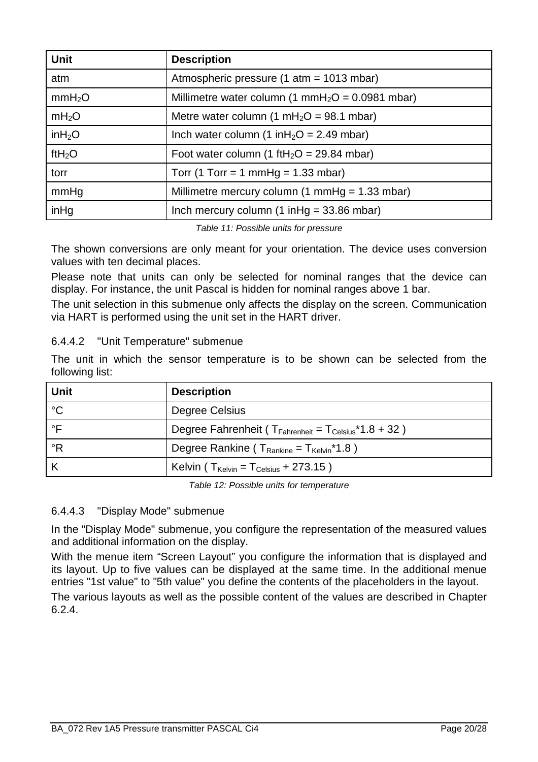| Unit | Description |
|---|---|
| atm | Atmospheric pressure (1 atm = 1013 mbar) |
| $mmH_2O$ | Millimetre water column (1 $mmH_2O$ = 0.0981 mbar) |
| $mH_2O$ | Metre water column (1 $mH_2O$ = 98.1 mbar) |
| $inH_2O$ | Inch water column (1 $inH_2O$ = 2.49 mbar) |
| $ftH_2O$ | Foot water column (1 $ftH_2O$ = 29.84 mbar) |
| torr | Torr (1 Torr = 1 mmHg = 1.33 mbar) |
| mmHg | Millimetre mercury column (1 mmHg = 1.33 mbar) |
| inHg | Inch mercury column (1 inHg = 33.86 mbar) |

*Table 11: Possible units for pressure*

The shown conversions are only meant for your orientation. The device uses conversion values with ten decimal places.

Please note that units can only be selected for nominal ranges that the device can display. For instance, the unit Pascal is hidden for nominal ranges above 1 bar.

The unit selection in this submenue only affects the display on the screen. Communication via HART is performed using the unit set in the HART driver.

#### 6.4.4.2 "Unit Temperature" submenue

The unit in which the sensor temperature is to be shown can be selected from the following list:

| Unit | Description |
|---|---|
| °C | Degree Celsius |
| °F | Degree Fahrenheit ( $T_{Fahrenheit} = T_{Celsius}*1.8 + 32$ ) |
| °R | Degree Rankine ( $T_{Rankine} = T_{Kelvin}*1.8$ ) |
| K | Kelvin ( $T_{Kelvin} = T_{Celsius} + 273.15$ ) |

*Table 12: Possible units for temperature*

#### 6.4.4.3 "Display Mode" submenue

In the "Display Mode" submenue, you configure the representation of the measured values and additional information on the display.

With the menue item "Screen Layout" you configure the information that is displayed and its layout. Up to five values can be displayed at the same time. In the additional menue entries "1st value" to "5th value" you define the contents of the placeholders in the layout.

The various layouts as well as the possible content of the values are described in Chapter 6.2.4.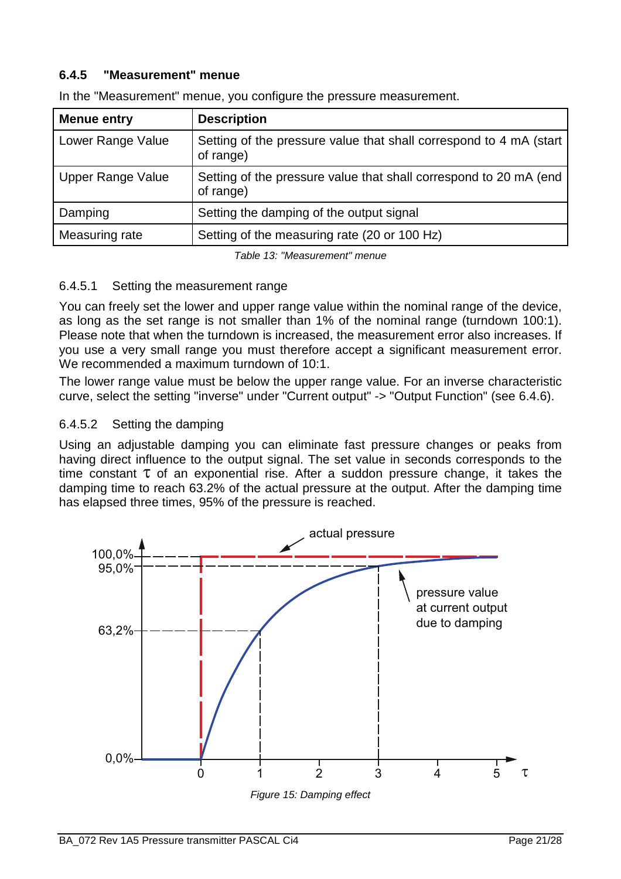### 6.4.5 "Measurement" menue

In the "Measurement" menue, you configure the pressure measurement.

| Menue entry | Description |
|---|---|
| Lower Range Value | Setting of the pressure value that shall correspond to 4 mA (start of range) |
| Upper Range Value | Setting of the pressure value that shall correspond to 20 mA (end of range) |
| Damping | Setting the damping of the output signal |
| Measuring rate | Setting of the measuring rate (20 or 100 Hz) |

*Table 13: "Measurement" menue*

#### 6.4.5.1 Setting the measurement range

You can freely set the lower and upper range value within the nominal range of the device, as long as the set range is not smaller than 1% of the nominal range (turndown 100:1). Please note that when the turndown is increased, the measurement error also increases. If you use a very small range you must therefore accept a significant measurement error. We recommended a maximum turndown of 10:1.

The lower range value must be below the upper range value. For an inverse characteristic curve, select the setting "inverse" under "Current output" -> "Output Function" (see 6.4.6).

#### 6.4.5.2 Setting the damping

Using an adjustable damping you can eliminate fast pressure changes or peaks from having direct influence to the output signal. The set value in seconds corresponds to the time constant $\tau$ of an exponential rise. After a suddon pressure change, it takes the damping time to reach 63.2% of the actual pressure at the output. After the damping time has elapsed three times, 95% of the pressure is reached.

*Figure 15: Damping effect*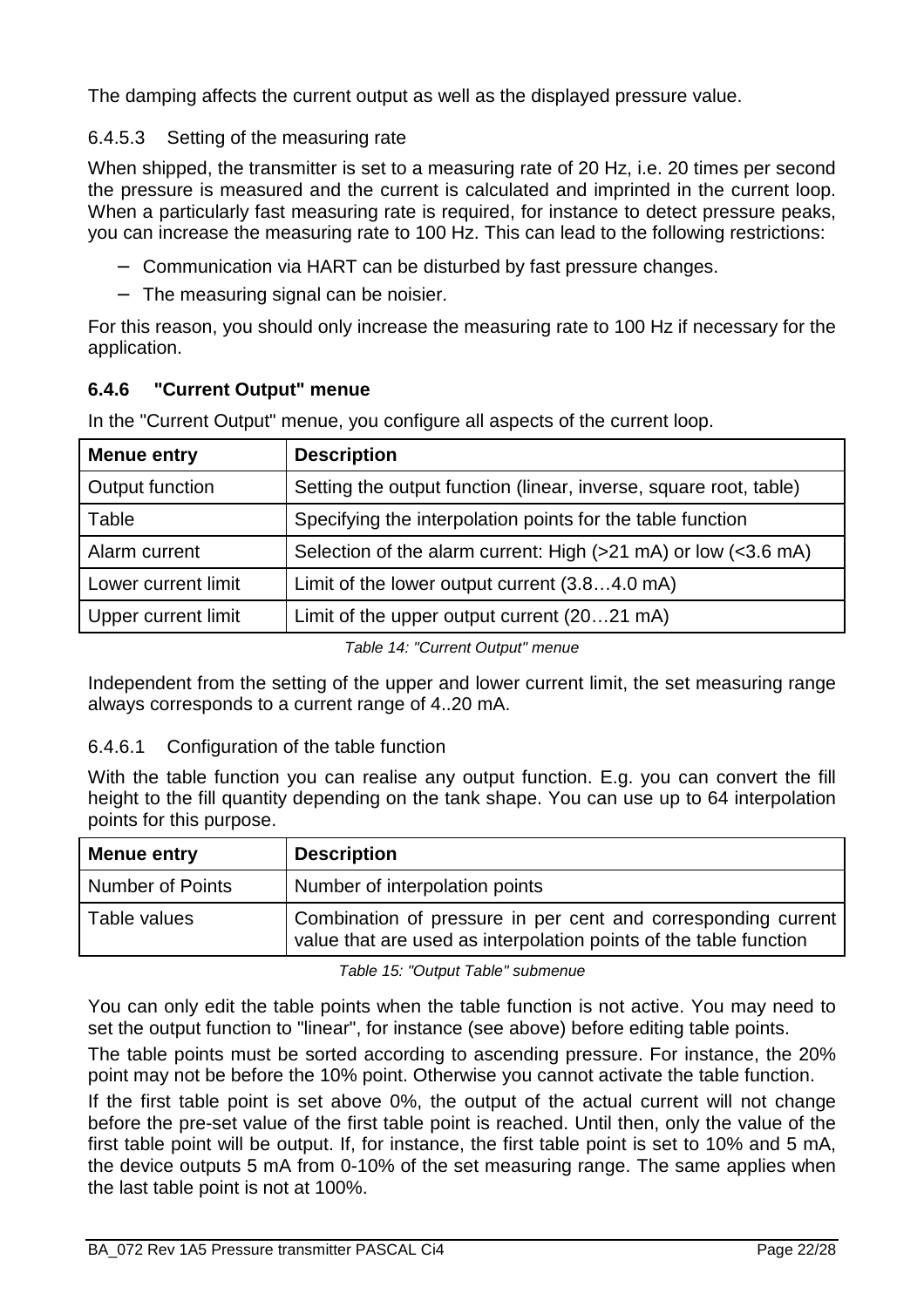The damping affects the current output as well as the displayed pressure value.

#### 6.4.5.3 Setting of the measuring rate

When shipped, the transmitter is set to a measuring rate of 20 Hz, i.e. 20 times per second the pressure is measured and the current is calculated and imprinted in the current loop. When a particularly fast measuring rate is required, for instance to detect pressure peaks, you can increase the measuring rate to 100 Hz. This can lead to the following restrictions:

- Communication via HART can be disturbed by fast pressure changes.
- The measuring signal can be noisier.

For this reason, you should only increase the measuring rate to 100 Hz if necessary for the application.

### 6.4.6 "Current Output" menue

In the "Current Output" menue, you configure all aspects of the current loop.

| Menue entry | Description |
|---|---|
| Output function | Setting the output function (linear, inverse, square root, table) |
| Table | Specifying the interpolation points for the table function |
| Alarm current | Selection of the alarm current: High (>21 mA) or low (<3.6 mA) |
| Lower current limit | Limit of the lower output current (3.8…4.0 mA) |
| Upper current limit | Limit of the upper output current (20…21 mA) |

*Table 14: "Current Output" menue*

Independent from the setting of the upper and lower current limit, the set measuring range always corresponds to a current range of 4..20 mA.

#### 6.4.6.1 Configuration of the table function

With the table function you can realise any output function. E.g. you can convert the fill height to the fill quantity depending on the tank shape. You can use up to 64 interpolation points for this purpose.

| Menue entry | Description |
|---|---|
| Number of Points | Number of interpolation points |
| Table values | Combination of pressure in per cent and corresponding current value that are used as interpolation points of the table function |

*Table 15: "Output Table" submenue*

You can only edit the table points when the table function is not active. You may need to set the output function to "linear", for instance (see above) before editing table points.

The table points must be sorted according to ascending pressure. For instance, the 20% point may not be before the 10% point. Otherwise you cannot activate the table function.

If the first table point is set above 0%, the output of the actual current will not change before the pre-set value of the first table point is reached. Until then, only the value of the first table point will be output. If, for instance, the first table point is set to 10% and 5 mA, the device outputs 5 mA from 0-10% of the set measuring range. The same applies when the last table point is not at 100%.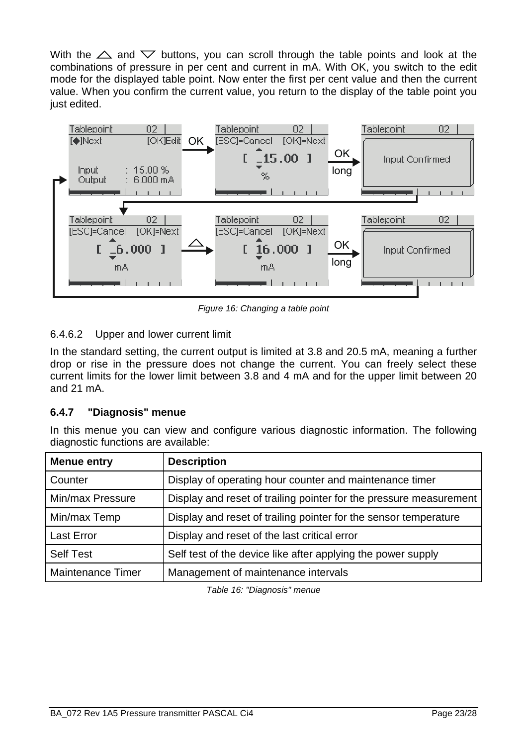With the △ and ▽ buttons, you can scroll through the table points and look at the combinations of pressure in per cent and current in mA. With OK, you switch to the edit mode for the displayed table point. Now enter the first per cent value and then the current value. When you confirm the current value, you return to the display of the table point you just edited.

*Figure 16: Changing a table point*

#### 6.4.6.2 Upper and lower current limit

In the standard setting, the current output is limited at 3.8 and 20.5 mA, meaning a further drop or rise in the pressure does not change the current. You can freely select these current limits for the lower limit between 3.8 and 4 mA and for the upper limit between 20 and 21 mA.

### 6.4.7 "Diagnosis" menue

In this menue you can view and configure various diagnostic information. The following diagnostic functions are available:

| Menue entry | Description |
|---|---|
| Counter | Display of operating hour counter and maintenance timer |
| Min/max Pressure | Display and reset of trailing pointer for the pressure measurement |
| Min/max Temp | Display and reset of trailing pointer for the sensor temperature |
| Last Error | Display and reset of the last critical error |
| Self Test | Self test of the device like after applying the power supply |
| Maintenance Timer | Management of maintenance intervals |

*Table 16: "Diagnosis" menue*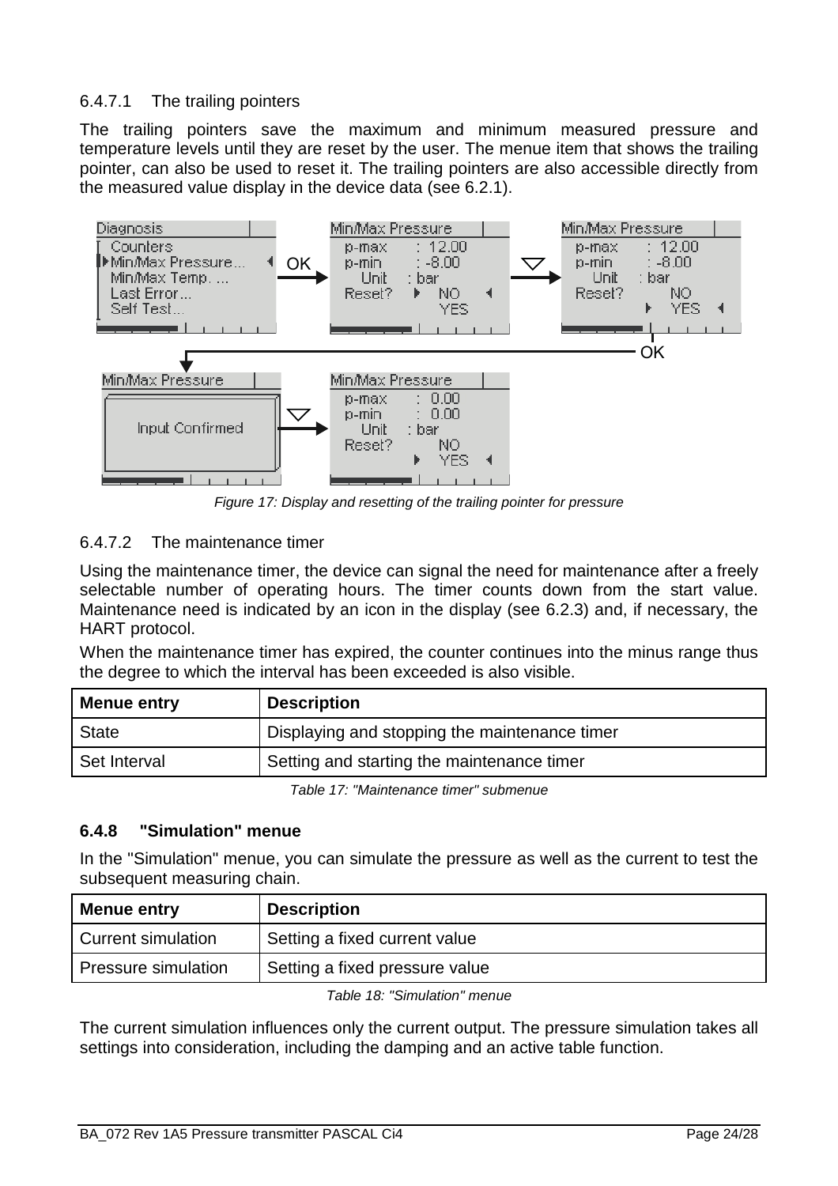#### 6.4.7.1 The trailing pointers

The trailing pointers save the maximum and minimum measured pressure and temperature levels until they are reset by the user. The menue item that shows the trailing pointer, can also be used to reset it. The trailing pointers are also accessible directly from the measured value display in the device data (see 6.2.1).

*Figure 17: Display and resetting of the trailing pointer for pressure*

#### 6.4.7.2 The maintenance timer

Using the maintenance timer, the device can signal the need for maintenance after a freely selectable number of operating hours. The timer counts down from the start value. Maintenance need is indicated by an icon in the display (see 6.2.3) and, if necessary, the HART protocol.

When the maintenance timer has expired, the counter continues into the minus range thus the degree to which the interval has been exceeded is also visible.

| Menue entry | Description |
|---|---|
| State | Displaying and stopping the maintenance timer |
| Set Interval | Setting and starting the maintenance timer |

*Table 17: "Maintenance timer" submenue*

### 6.4.8 "Simulation" menue

In the "Simulation" menue, you can simulate the pressure as well as the current to test the subsequent measuring chain.

| Menue entry | Description |
|---|---|
| Current simulation | Setting a fixed current value |
| Pressure simulation | Setting a fixed pressure value |

*Table 18: "Simulation" menue*

The current simulation influences only the current output. The pressure simulation takes all settings into consideration, including the damping and an active table function.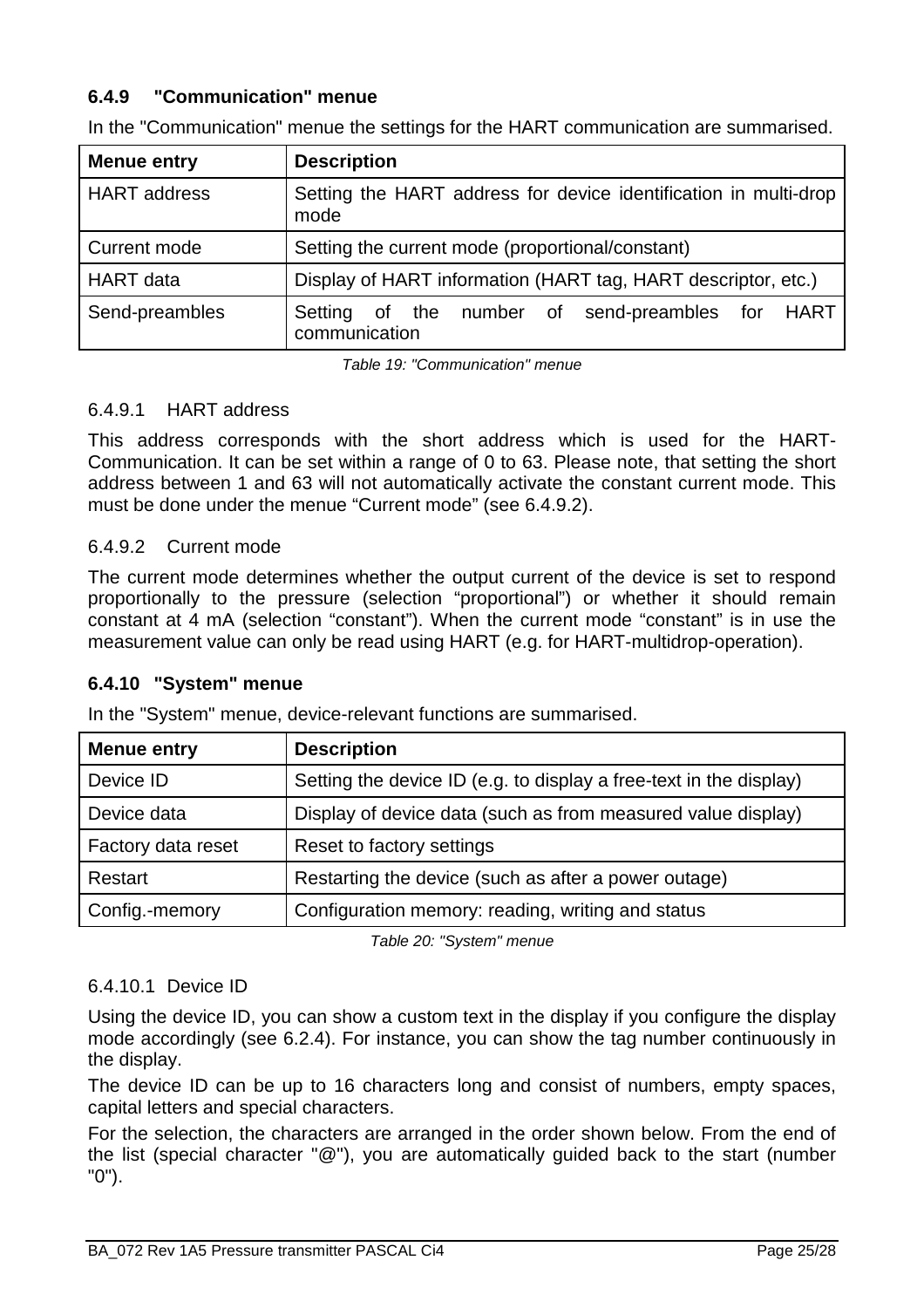### 6.4.9 "Communication" menue

In the "Communication" menue the settings for the HART communication are summarised.

| Menue entry | Description |
|---|---|
| HART address | Setting the HART address for device identification in multi-drop mode |
| Current mode | Setting the current mode (proportional/constant) |
| HART data | Display of HART information (HART tag, HART descriptor, etc.) |
| Send-preambles | Setting of the number of send-preambles for HART communication |

*Table 19: "Communication" menue*

#### 6.4.9.1 HART address

This address corresponds with the short address which is used for the HART-Communication. It can be set within a range of 0 to 63. Please note, that setting the short address between 1 and 63 will not automatically activate the constant current mode. This must be done under the menue “Current mode” (see 6.4.9.2).

#### 6.4.9.2 Current mode

The current mode determines whether the output current of the device is set to respond proportionally to the pressure (selection “proportional”) or whether it should remain constant at 4 mA (selection “constant”). When the current mode “constant” is in use the measurement value can only be read using HART (e.g. for HART-multidrop-operation).

### 6.4.10 "System" menue

In the "System" menue, device-relevant functions are summarised.

| Menue entry | Description |
|---|---|
| Device ID | Setting the device ID (e.g. to display a free-text in the display) |
| Device data | Display of device data (such as from measured value display) |
| Factory data reset | Reset to factory settings |
| Restart | Restarting the device (such as after a power outage) |
| Config.-memory | Configuration memory: reading, writing and status |

*Table 20: "System" menue*

#### 6.4.10.1 Device ID

Using the device ID, you can show a custom text in the display if you configure the display mode accordingly (see 6.2.4). For instance, you can show the tag number continuously in the display.

The device ID can be up to 16 characters long and consist of numbers, empty spaces, capital letters and special characters.

For the selection, the characters are arranged in the order shown below. From the end of the list (special character "@"), you are automatically guided back to the start (number "0").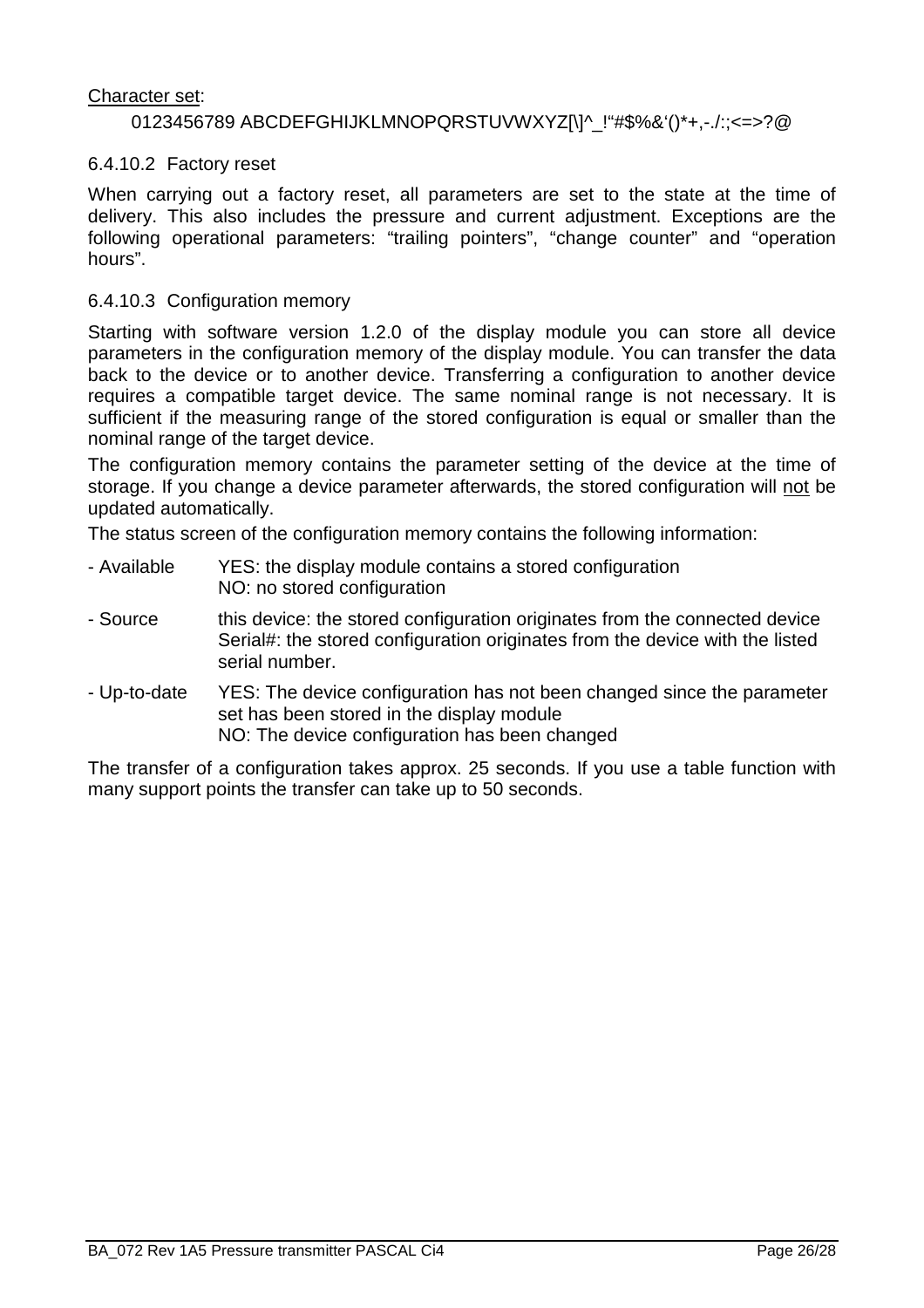Character set:

0123456789 ABCDEFGHIJKLMNOPQRSTUVWXYZ[\]^_!"#$%&'()*+,-./:;<=>?@

#### 6.4.10.2 Factory reset

When carrying out a factory reset, all parameters are set to the state at the time of delivery. This also includes the pressure and current adjustment. Exceptions are the following operational parameters: "trailing pointers", "change counter" and "operation hours".

#### 6.4.10.3 Configuration memory

Starting with software version 1.2.0 of the display module you can store all device parameters in the configuration memory of the display module. You can transfer the data back to the device or to another device. Transferring a configuration to another device requires a compatible target device. The same nominal range is not necessary. It is sufficient if the measuring range of the stored configuration is equal or smaller than the nominal range of the target device.

The configuration memory contains the parameter setting of the device at the time of storage. If you change a device parameter afterwards, the stored configuration will not be updated automatically.

The status screen of the configuration memory contains the following information:

- Available — YES: the display module contains a stored configuration
  NO: no stored configuration
- Source — this device: the stored configuration originates from the connected device
  Serial#: the stored configuration originates from the device with the listed serial number.
- Up-to-date — YES: The device configuration has not been changed since the parameter set has been stored in the display module
  NO: The device configuration has been changed

The transfer of a configuration takes approx. 25 seconds. If you use a table function with many support points the transfer can take up to 50 seconds.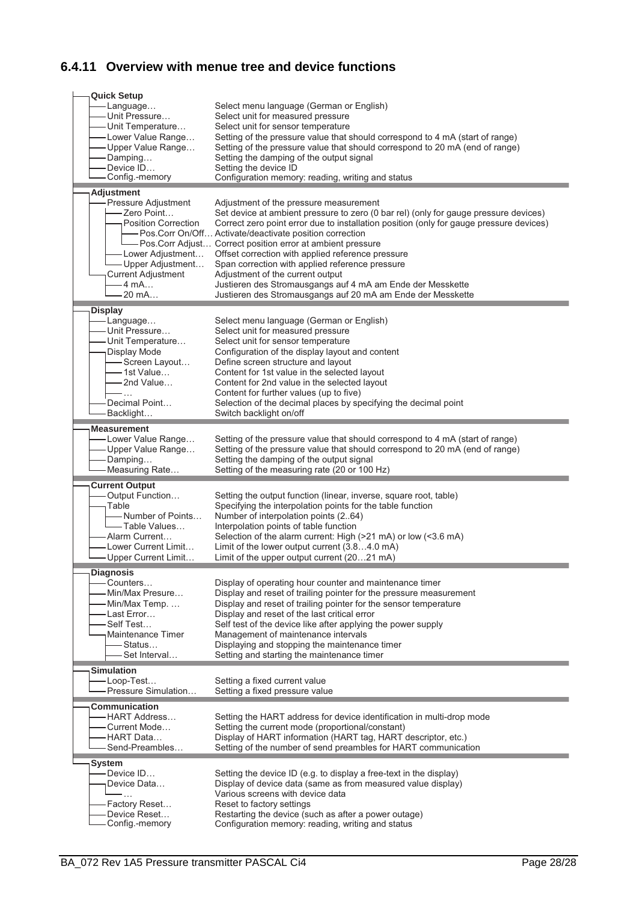### 6.4.11 Overview with menue tree and device functions

| | |
|---|---|
| **Quick Setup** | |
| Language… | Select menu language (German or English) |
| Unit Pressure… | Select unit for measured pressure |
| Unit Temperature… | Select unit for sensor temperature |
| Lower Value Range… | Setting of the pressure value that should correspond to 4 mA (start of range) |
| Upper Value Range… | Setting of the pressure value that should correspond to 20 mA (end of range) |
| Damping… | Setting the damping of the output signal |
| Device ID… | Setting the device ID |
| Config.-memory | Configuration memory: reading, writing and status |
| **Adjustment** | |
| Pressure Adjustment | Adjustment of the pressure measurement |
| Zero Point… | Set device at ambient pressure to zero (0 bar rel) (only for gauge pressure devices) |
| Position Correction | Correct zero point error due to installation position (only for gauge pressure devices) |
| Pos.Corr On/Off… | Activate/deactivate position correction |
| Pos.Corr Adjust… | Correct position error at ambient pressure |
| Lower Adjustment… | Offset correction with applied reference pressure |
| Upper Adjustment… | Span correction with applied reference pressure |
| Current Adjustment | Adjustment of the current output |
| 4 mA… | Justieren des Stromausgangs auf 4 mA am Ende der Messkette |
| 20 mA… | Justieren des Stromausgangs auf 20 mA am Ende der Messkette |
| **Display** | |
| Language… | Select menu language (German or English) |
| Unit Pressure… | Select unit for measured pressure |
| Unit Temperature… | Select unit for sensor temperature |
| Display Mode | Configuration of the display layout and content |
| Screen Layout… | Define screen structure and layout |
| 1st Value… | Content for 1st value in the selected layout |
| 2nd Value… | Content for 2nd value in the selected layout |
| … | Content for further values (up to five) |
| Decimal Point… | Selection of the decimal places by specifying the decimal point |
| Backlight… | Switch backlight on/off |
| **Measurement** | |
| Lower Value Range… | Setting of the pressure value that should correspond to 4 mA (start of range) |
| Upper Value Range… | Setting of the pressure value that should correspond to 20 mA (end of range) |
| Damping… | Setting the damping of the output signal |
| Measuring Rate… | Setting of the measuring rate (20 or 100 Hz) |
| **Current Output** | |
| Output Function… | Setting the output function (linear, inverse, square root, table) |
| Table | Specifying the interpolation points for the table function |
| Number of Points… | Number of interpolation points (2..64) |
| Table Values… | Interpolation points of table function |
| Alarm Current… | Selection of the alarm current: High (>21 mA) or low (<3.6 mA) |
| Lower Current Limit… | Limit of the lower output current (3.8…4.0 mA) |
| Upper Current Limit… | Limit of the upper output current (20…21 mA) |
| **Diagnosis** | |
| Counters… | Display of operating hour counter and maintenance timer |
| Min/Max Presure… | Display and reset of trailing pointer for the pressure measurement |
| Min/Max Temp. … | Display and reset of trailing pointer for the sensor temperature |
| Last Error… | Display and reset of the last critical error |
| Self Test… | Self test of the device like after applying the power supply |
| Maintenance Timer | Management of maintenance intervals |
| Status… | Displaying and stopping the maintenance timer |
| Set Interval… | Setting and starting the maintenance timer |
| **Simulation** | |
| Loop-Test… | Setting a fixed current value |
| Pressure Simulation… | Setting a fixed pressure value |
| **Communication** | |
| HART Address… | Setting the HART address for device identification in multi-drop mode |
| Current Mode… | Setting the current mode (proportional/constant) |
| HART Data… | Display of HART information (HART tag, HART descriptor, etc.) |
| Send-Preambles… | Setting of the number of send preambles for HART communication |
| **System** | |
| Device ID… | Setting the device ID (e.g. to display a free-text in the display) |
| Device Data… | Display of device data (same as from measured value display) |
| … | Various screens with device data |
| Factory Reset… | Reset to factory settings |
| Device Reset… | Restarting the device (such as after a power outage) |
| Config.-memory | Configuration memory: reading, writing and status |